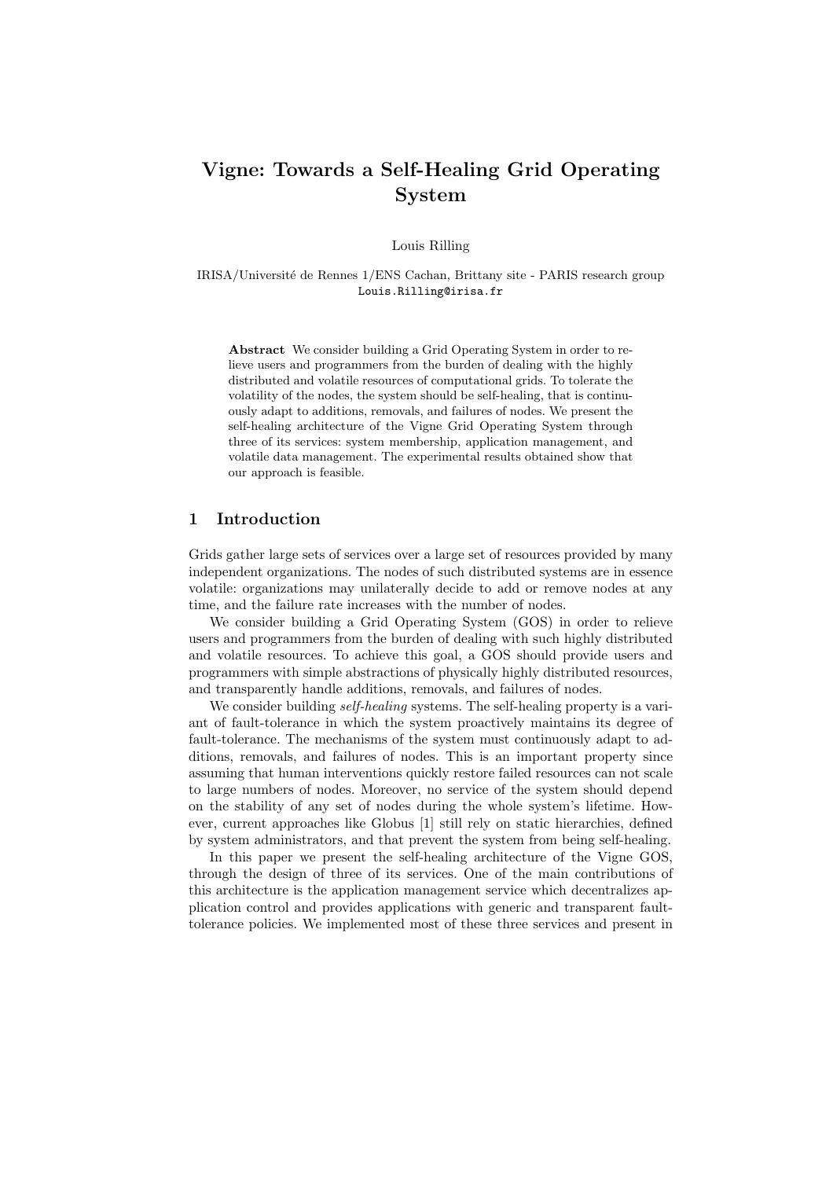# Vigne: Towards a Self-Healing Grid Operating System

Louis Rilling

IRISA/Université de Rennes 1/ENS Cachan, Brittany site - PARIS research group
Louis.Rilling@irisa.fr

**Abstract** We consider building a Grid Operating System in order to relieve users and programmers from the burden of dealing with the highly distributed and volatile resources of computational grids. To tolerate the volatility of the nodes, the system should be self-healing, that is continuously adapt to additions, removals, and failures of nodes. We present the self-healing architecture of the Vigne Grid Operating System through three of its services: system membership, application management, and volatile data management. The experimental results obtained show that our approach is feasible.

## 1 Introduction

Grids gather large sets of services over a large set of resources provided by many independent organizations. The nodes of such distributed systems are in essence volatile: organizations may unilaterally decide to add or remove nodes at any time, and the failure rate increases with the number of nodes.

We consider building a Grid Operating System (GOS) in order to relieve users and programmers from the burden of dealing with such highly distributed and volatile resources. To achieve this goal, a GOS should provide users and programmers with simple abstractions of physically highly distributed resources, and transparently handle additions, removals, and failures of nodes.

We consider building *self-healing* systems. The self-healing property is a variant of fault-tolerance in which the system proactively maintains its degree of fault-tolerance. The mechanisms of the system must continuously adapt to additions, removals, and failures of nodes. This is an important property since assuming that human interventions quickly restore failed resources can not scale to large numbers of nodes. Moreover, no service of the system should depend on the stability of any set of nodes during the whole system's lifetime. However, current approaches like Globus [1] still rely on static hierarchies, defined by system administrators, and that prevent the system from being self-healing.

In this paper we present the self-healing architecture of the Vigne GOS, through the design of three of its services. One of the main contributions of this architecture is the application management service which decentralizes application control and provides applications with generic and transparent fault-tolerance policies. We implemented most of these three services and present in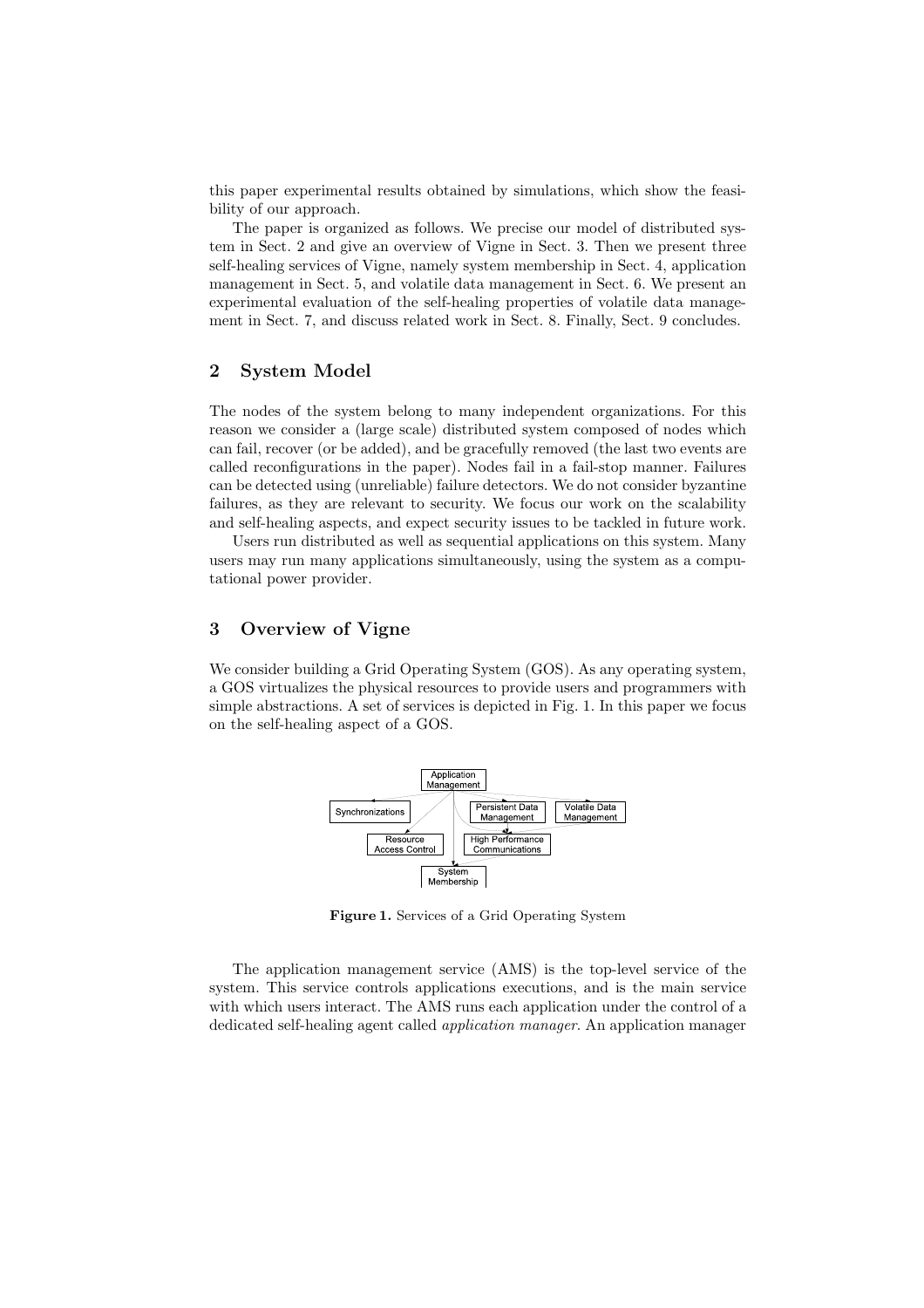this paper experimental results obtained by simulations, which show the feasibility of our approach.

The paper is organized as follows. We precise our model of distributed system in Sect. 2 and give an overview of Vigne in Sect. 3. Then we present three self-healing services of Vigne, namely system membership in Sect. 4, application management in Sect. 5, and volatile data management in Sect. 6. We present an experimental evaluation of the self-healing properties of volatile data management in Sect. 7, and discuss related work in Sect. 8. Finally, Sect. 9 concludes.

## 2 System Model

The nodes of the system belong to many independent organizations. For this reason we consider a (large scale) distributed system composed of nodes which can fail, recover (or be added), and be gracefully removed (the last two events are called reconfigurations in the paper). Nodes fail in a fail-stop manner. Failures can be detected using (unreliable) failure detectors. We do not consider byzantine failures, as they are relevant to security. We focus our work on the scalability and self-healing aspects, and expect security issues to be tackled in future work.

Users run distributed as well as sequential applications on this system. Many users may run many applications simultaneously, using the system as a computational power provider.

## 3 Overview of Vigne

We consider building a Grid Operating System (GOS). As any operating system, a GOS virtualizes the physical resources to provide users and programmers with simple abstractions. A set of services is depicted in Fig. 1. In this paper we focus on the self-healing aspect of a GOS.

Application Management

Synchronizations | Persistent Data Management | Volatile Data Management

Resource Access Control | High Performance Communications

System Membership

**Figure 1.** Services of a Grid Operating System

The application management service (AMS) is the top-level service of the system. This service controls applications executions, and is the main service with which users interact. The AMS runs each application under the control of a dedicated self-healing agent called *application manager*. An application manager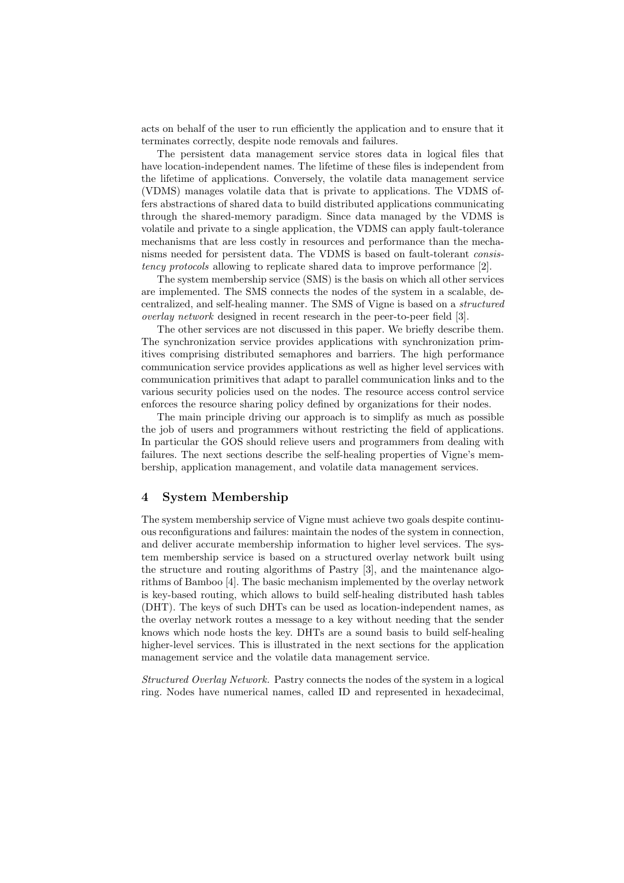acts on behalf of the user to run efficiently the application and to ensure that it terminates correctly, despite node removals and failures.

The persistent data management service stores data in logical files that have location-independent names. The lifetime of these files is independent from the lifetime of applications. Conversely, the volatile data management service (VDMS) manages volatile data that is private to applications. The VDMS offers abstractions of shared data to build distributed applications communicating through the shared-memory paradigm. Since data managed by the VDMS is volatile and private to a single application, the VDMS can apply fault-tolerance mechanisms that are less costly in resources and performance than the mechanisms needed for persistent data. The VDMS is based on fault-tolerant *consistency protocols* allowing to replicate shared data to improve performance [2].

The system membership service (SMS) is the basis on which all other services are implemented. The SMS connects the nodes of the system in a scalable, decentralized, and self-healing manner. The SMS of Vigne is based on a *structured overlay network* designed in recent research in the peer-to-peer field [3].

The other services are not discussed in this paper. We briefly describe them. The synchronization service provides applications with synchronization primitives comprising distributed semaphores and barriers. The high performance communication service provides applications as well as higher level services with communication primitives that adapt to parallel communication links and to the various security policies used on the nodes. The resource access control service enforces the resource sharing policy defined by organizations for their nodes.

The main principle driving our approach is to simplify as much as possible the job of users and programmers without restricting the field of applications. In particular the GOS should relieve users and programmers from dealing with failures. The next sections describe the self-healing properties of Vigne's membership, application management, and volatile data management services.

## 4 System Membership

The system membership service of Vigne must achieve two goals despite continuous reconfigurations and failures: maintain the nodes of the system in connection, and deliver accurate membership information to higher level services. The system membership service is based on a structured overlay network built using the structure and routing algorithms of Pastry [3], and the maintenance algorithms of Bamboo [4]. The basic mechanism implemented by the overlay network is key-based routing, which allows to build self-healing distributed hash tables (DHT). The keys of such DHTs can be used as location-independent names, as the overlay network routes a message to a key without needing that the sender knows which node hosts the key. DHTs are a sound basis to build self-healing higher-level services. This is illustrated in the next sections for the application management service and the volatile data management service.

*Structured Overlay Network.* Pastry connects the nodes of the system in a logical ring. Nodes have numerical names, called ID and represented in hexadecimal,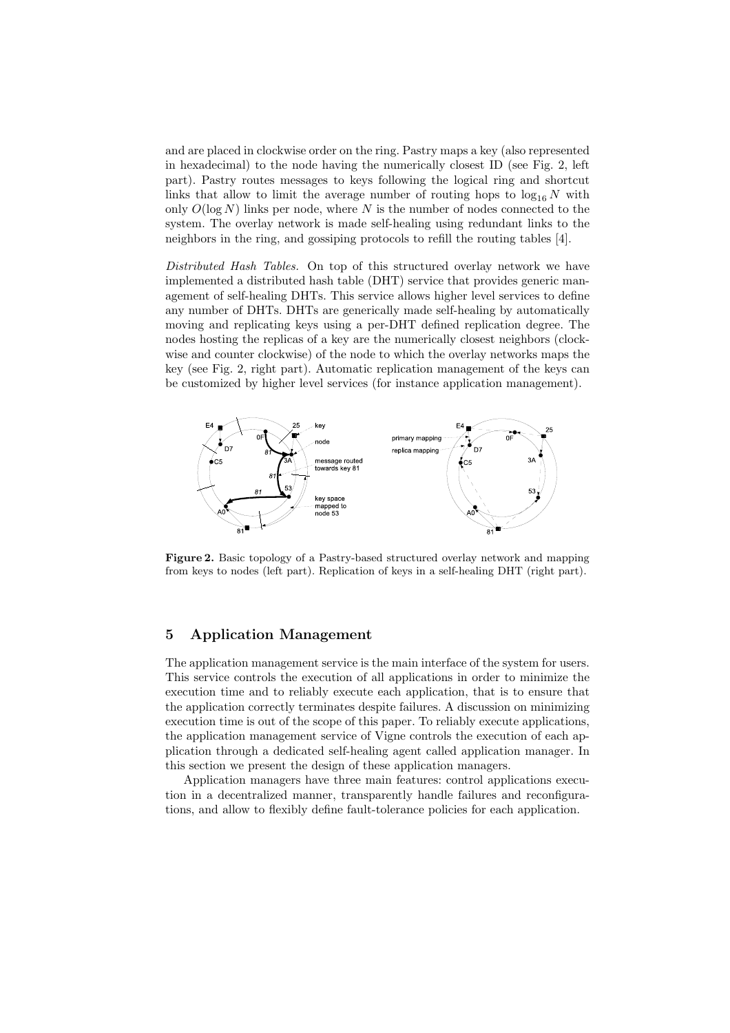and are placed in clockwise order on the ring. Pastry maps a key (also represented in hexadecimal) to the node having the numerically closest ID (see Fig. 2, left part). Pastry routes messages to keys following the logical ring and shortcut links that allow to limit the average number of routing hops to $\log_{16} N$ with only $O(\log N)$ links per node, where $N$ is the number of nodes connected to the system. The overlay network is made self-healing using redundant links to the neighbors in the ring, and gossiping protocols to refill the routing tables [4].

*Distributed Hash Tables.* On top of this structured overlay network we have implemented a distributed hash table (DHT) service that provides generic management of self-healing DHTs. This service allows higher level services to define any number of DHTs. DHTs are generically made self-healing by automatically moving and replicating keys using a per-DHT defined replication degree. The nodes hosting the replicas of a key are the numerically closest neighbors (clockwise and counter clockwise) of the node to which the overlay networks maps the key (see Fig. 2, right part). Automatic replication management of the keys can be customized by higher level services (for instance application management).

E4
25
0F
D7
C5
3A
53
A0
81
81
81
81
key
node
message routed towards key 81
key space mapped to node 53
primary mapping
replica mapping

**Figure 2.** Basic topology of a Pastry-based structured overlay network and mapping from keys to nodes (left part). Replication of keys in a self-healing DHT (right part).

## 5 Application Management

The application management service is the main interface of the system for users. This service controls the execution of all applications in order to minimize the execution time and to reliably execute each application, that is to ensure that the application correctly terminates despite failures. A discussion on minimizing execution time is out of the scope of this paper. To reliably execute applications, the application management service of Vigne controls the execution of each application through a dedicated self-healing agent called application manager. In this section we present the design of these application managers.

Application managers have three main features: control applications execution in a decentralized manner, transparently handle failures and reconfigurations, and allow to flexibly define fault-tolerance policies for each application.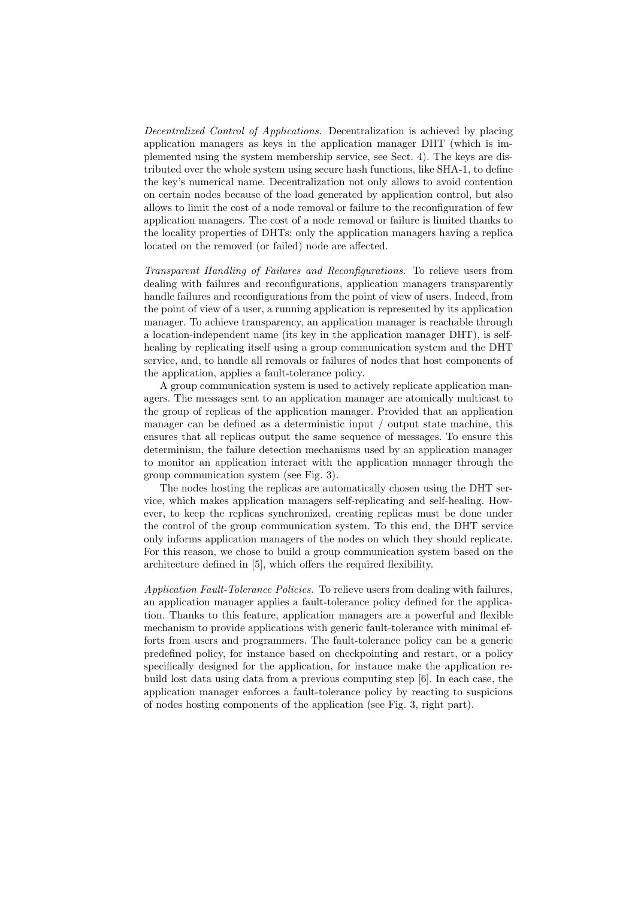*Decentralized Control of Applications.* Decentralization is achieved by placing application managers as keys in the application manager DHT (which is implemented using the system membership service, see Sect. 4). The keys are distributed over the whole system using secure hash functions, like SHA-1, to define the key's numerical name. Decentralization not only allows to avoid contention on certain nodes because of the load generated by application control, but also allows to limit the cost of a node removal or failure to the reconfiguration of few application managers. The cost of a node removal or failure is limited thanks to the locality properties of DHTs: only the application managers having a replica located on the removed (or failed) node are affected.

*Transparent Handling of Failures and Reconfigurations.* To relieve users from dealing with failures and reconfigurations, application managers transparently handle failures and reconfigurations from the point of view of users. Indeed, from the point of view of a user, a running application is represented by its application manager. To achieve transparency, an application manager is reachable through a location-independent name (its key in the application manager DHT), is self-healing by replicating itself using a group communication system and the DHT service, and, to handle all removals or failures of nodes that host components of the application, applies a fault-tolerance policy.

A group communication system is used to actively replicate application managers. The messages sent to an application manager are atomically multicast to the group of replicas of the application manager. Provided that an application manager can be defined as a deterministic input / output state machine, this ensures that all replicas output the same sequence of messages. To ensure this determinism, the failure detection mechanisms used by an application manager to monitor an application interact with the application manager through the group communication system (see Fig. 3).

The nodes hosting the replicas are automatically chosen using the DHT service, which makes application managers self-replicating and self-healing. However, to keep the replicas synchronized, creating replicas must be done under the control of the group communication system. To this end, the DHT service only informs application managers of the nodes on which they should replicate. For this reason, we chose to build a group communication system based on the architecture defined in [5], which offers the required flexibility.

*Application Fault-Tolerance Policies.* To relieve users from dealing with failures, an application manager applies a fault-tolerance policy defined for the application. Thanks to this feature, application managers are a powerful and flexible mechanism to provide applications with generic fault-tolerance with minimal efforts from users and programmers. The fault-tolerance policy can be a generic predefined policy, for instance based on checkpointing and restart, or a policy specifically designed for the application, for instance make the application rebuild lost data using data from a previous computing step [6]. In each case, the application manager enforces a fault-tolerance policy by reacting to suspicions of nodes hosting components of the application (see Fig. 3, right part).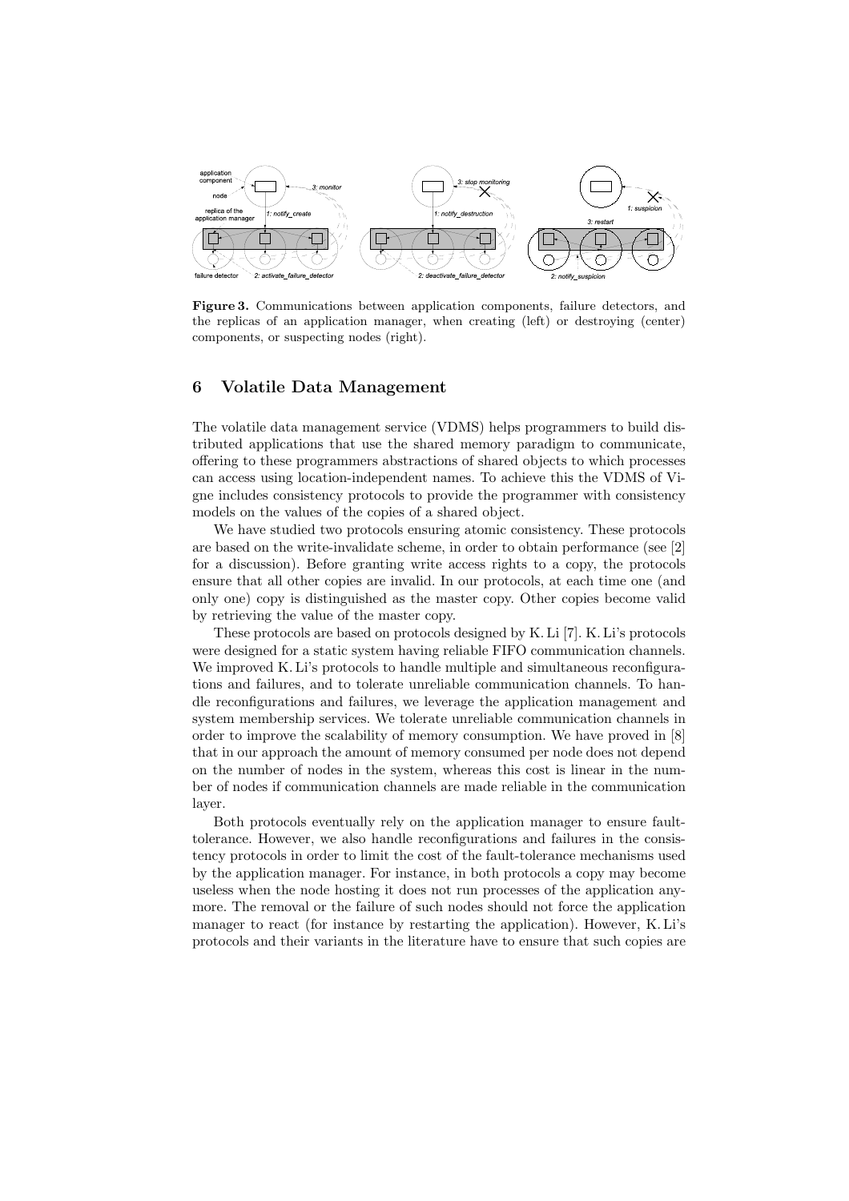**Figure 3.** Communications between application components, failure detectors, and the replicas of an application manager, when creating (left) or destroying (center) components, or suspecting nodes (right).

## 6 Volatile Data Management

The volatile data management service (VDMS) helps programmers to build distributed applications that use the shared memory paradigm to communicate, offering to these programmers abstractions of shared objects to which processes can access using location-independent names. To achieve this the VDMS of Vigne includes consistency protocols to provide the programmer with consistency models on the values of the copies of a shared object.

We have studied two protocols ensuring atomic consistency. These protocols are based on the write-invalidate scheme, in order to obtain performance (see [2] for a discussion). Before granting write access rights to a copy, the protocols ensure that all other copies are invalid. In our protocols, at each time one (and only one) copy is distinguished as the master copy. Other copies become valid by retrieving the value of the master copy.

These protocols are based on protocols designed by K. Li [7]. K. Li's protocols were designed for a static system having reliable FIFO communication channels. We improved K. Li's protocols to handle multiple and simultaneous reconfigurations and failures, and to tolerate unreliable communication channels. To handle reconfigurations and failures, we leverage the application management and system membership services. We tolerate unreliable communication channels in order to improve the scalability of memory consumption. We have proved in [8] that in our approach the amount of memory consumed per node does not depend on the number of nodes in the system, whereas this cost is linear in the number of nodes if communication channels are made reliable in the communication layer.

Both protocols eventually rely on the application manager to ensure fault-tolerance. However, we also handle reconfigurations and failures in the consistency protocols in order to limit the cost of the fault-tolerance mechanisms used by the application manager. For instance, in both protocols a copy may become useless when the node hosting it does not run processes of the application anymore. The removal or the failure of such nodes should not force the application manager to react (for instance by restarting the application). However, K. Li's protocols and their variants in the literature have to ensure that such copies are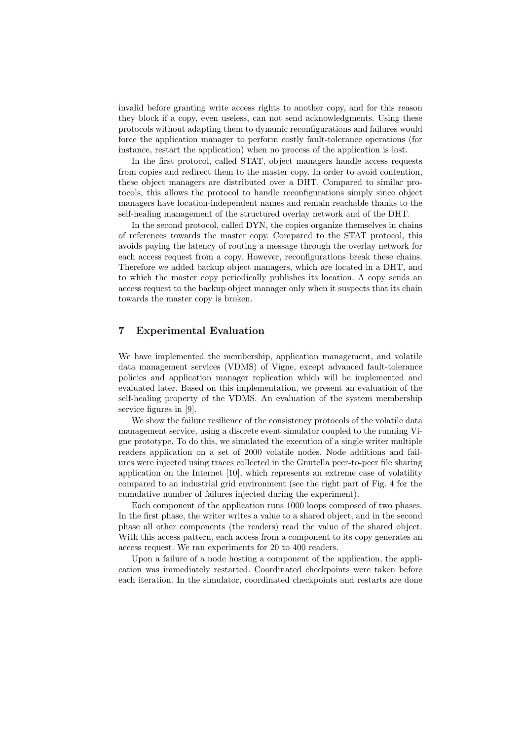invalid before granting write access rights to another copy, and for this reason they block if a copy, even useless, can not send acknowledgments. Using these protocols without adapting them to dynamic reconfigurations and failures would force the application manager to perform costly fault-tolerance operations (for instance, restart the application) when no process of the application is lost.

In the first protocol, called STAT, object managers handle access requests from copies and redirect them to the master copy. In order to avoid contention, these object managers are distributed over a DHT. Compared to similar protocols, this allows the protocol to handle reconfigurations simply since object managers have location-independent names and remain reachable thanks to the self-healing management of the structured overlay network and of the DHT.

In the second protocol, called DYN, the copies organize themselves in chains of references towards the master copy. Compared to the STAT protocol, this avoids paying the latency of routing a message through the overlay network for each access request from a copy. However, reconfigurations break these chains. Therefore we added backup object managers, which are located in a DHT, and to which the master copy periodically publishes its location. A copy sends an access request to the backup object manager only when it suspects that its chain towards the master copy is broken.

## 7 Experimental Evaluation

We have implemented the membership, application management, and volatile data management services (VDMS) of Vigne, except advanced fault-tolerance policies and application manager replication which will be implemented and evaluated later. Based on this implementation, we present an evaluation of the self-healing property of the VDMS. An evaluation of the system membership service figures in [9].

We show the failure resilience of the consistency protocols of the volatile data management service, using a discrete event simulator coupled to the running Vigne prototype. To do this, we simulated the execution of a single writer multiple readers application on a set of 2000 volatile nodes. Node additions and failures were injected using traces collected in the Gnutella peer-to-peer file sharing application on the Internet [10], which represents an extreme case of volatility compared to an industrial grid environment (see the right part of Fig. 4 for the cumulative number of failures injected during the experiment).

Each component of the application runs 1000 loops composed of two phases. In the first phase, the writer writes a value to a shared object, and in the second phase all other components (the readers) read the value of the shared object. With this access pattern, each access from a component to its copy generates an access request. We ran experiments for 20 to 400 readers.

Upon a failure of a node hosting a component of the application, the application was immediately restarted. Coordinated checkpoints were taken before each iteration. In the simulator, coordinated checkpoints and restarts are done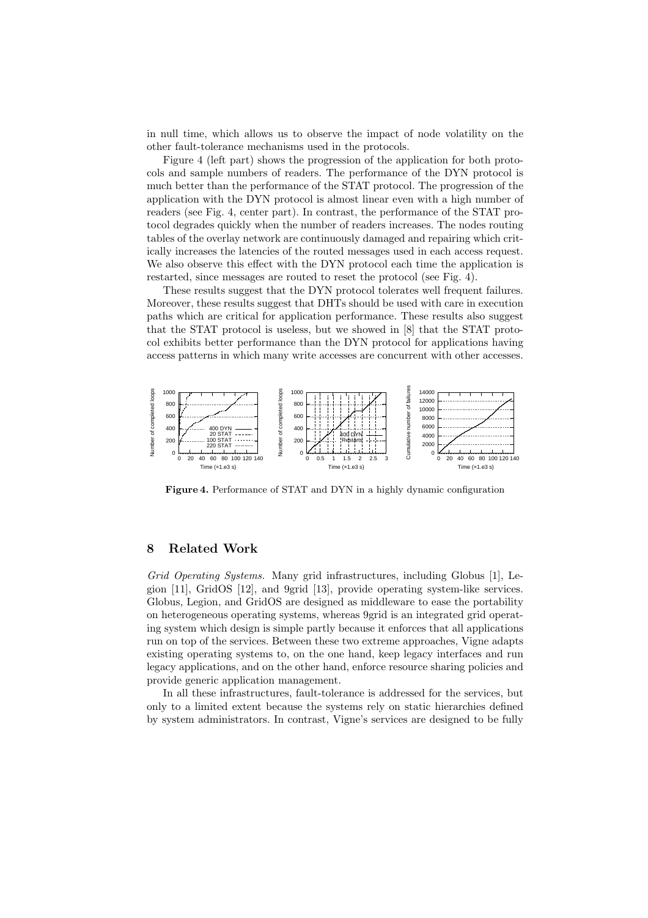in null time, which allows us to observe the impact of node volatility on the other fault-tolerance mechanisms used in the protocols.

Figure 4 (left part) shows the progression of the application for both protocols and sample numbers of readers. The performance of the DYN protocol is much better than the performance of the STAT protocol. The progression of the application with the DYN protocol is almost linear even with a high number of readers (see Fig. 4, center part). In contrast, the performance of the STAT protocol degrades quickly when the number of readers increases. The nodes routing tables of the overlay network are continuously damaged and repairing which critically increases the latencies of the routed messages used in each access request. We also observe this effect with the DYN protocol each time the application is restarted, since messages are routed to reset the protocol (see Fig. 4).

These results suggest that the DYN protocol tolerates well frequent failures. Moreover, these results suggest that DHTs should be used with care in execution paths which are critical for application performance. These results also suggest that the STAT protocol is useless, but we showed in [8] that the STAT protocol exhibits better performance than the DYN protocol for applications having access patterns in which many write accesses are concurrent with other accesses.

**Figure 4.** Performance of STAT and DYN in a highly dynamic configuration

## 8 Related Work

*Grid Operating Systems.* Many grid infrastructures, including Globus [1], Legion [11], GridOS [12], and 9grid [13], provide operating system-like services. Globus, Legion, and GridOS are designed as middleware to ease the portability on heterogeneous operating systems, whereas 9grid is an integrated grid operating system which design is simple partly because it enforces that all applications run on top of the services. Between these two extreme approaches, Vigne adapts existing operating systems to, on the one hand, keep legacy interfaces and run legacy applications, and on the other hand, enforce resource sharing policies and provide generic application management.

In all these infrastructures, fault-tolerance is addressed for the services, but only to a limited extent because the systems rely on static hierarchies defined by system administrators. In contrast, Vigne's services are designed to be fully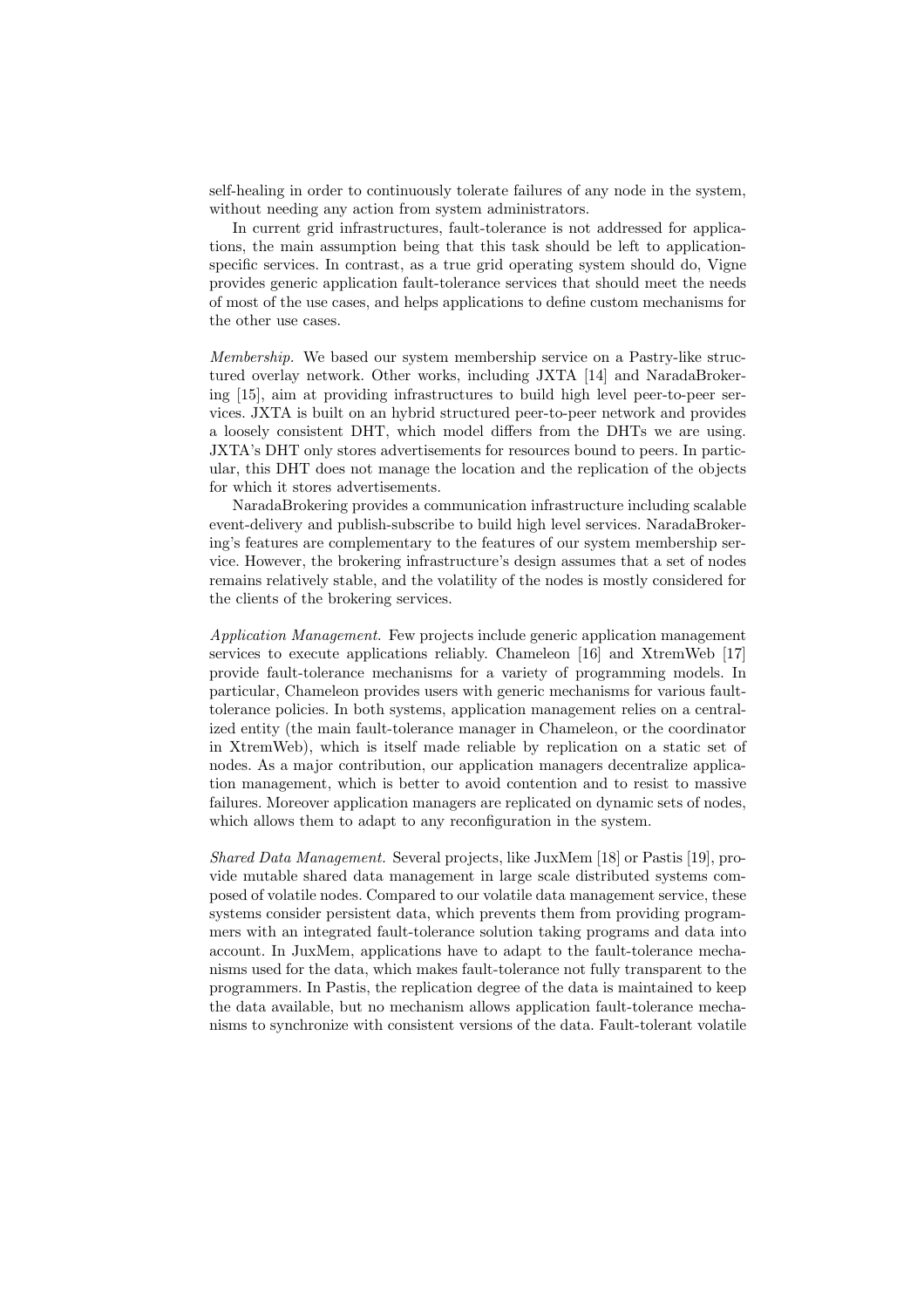self-healing in order to continuously tolerate failures of any node in the system, without needing any action from system administrators.

In current grid infrastructures, fault-tolerance is not addressed for applications, the main assumption being that this task should be left to application-specific services. In contrast, as a true grid operating system should do, Vigne provides generic application fault-tolerance services that should meet the needs of most of the use cases, and helps applications to define custom mechanisms for the other use cases.

*Membership.* We based our system membership service on a Pastry-like structured overlay network. Other works, including JXTA [14] and NaradaBrokering [15], aim at providing infrastructures to build high level peer-to-peer services. JXTA is built on an hybrid structured peer-to-peer network and provides a loosely consistent DHT, which model differs from the DHTs we are using. JXTA's DHT only stores advertisements for resources bound to peers. In particular, this DHT does not manage the location and the replication of the objects for which it stores advertisements.

NaradaBrokering provides a communication infrastructure including scalable event-delivery and publish-subscribe to build high level services. NaradaBrokering's features are complementary to the features of our system membership service. However, the brokering infrastructure's design assumes that a set of nodes remains relatively stable, and the volatility of the nodes is mostly considered for the clients of the brokering services.

*Application Management.* Few projects include generic application management services to execute applications reliably. Chameleon [16] and XtremWeb [17] provide fault-tolerance mechanisms for a variety of programming models. In particular, Chameleon provides users with generic mechanisms for various fault-tolerance policies. In both systems, application management relies on a centralized entity (the main fault-tolerance manager in Chameleon, or the coordinator in XtremWeb), which is itself made reliable by replication on a static set of nodes. As a major contribution, our application managers decentralize application management, which is better to avoid contention and to resist to massive failures. Moreover application managers are replicated on dynamic sets of nodes, which allows them to adapt to any reconfiguration in the system.

*Shared Data Management.* Several projects, like JuxMem [18] or Pastis [19], provide mutable shared data management in large scale distributed systems composed of volatile nodes. Compared to our volatile data management service, these systems consider persistent data, which prevents them from providing programmers with an integrated fault-tolerance solution taking programs and data into account. In JuxMem, applications have to adapt to the fault-tolerance mechanisms used for the data, which makes fault-tolerance not fully transparent to the programmers. In Pastis, the replication degree of the data is maintained to keep the data available, but no mechanism allows application fault-tolerance mechanisms to synchronize with consistent versions of the data. Fault-tolerant volatile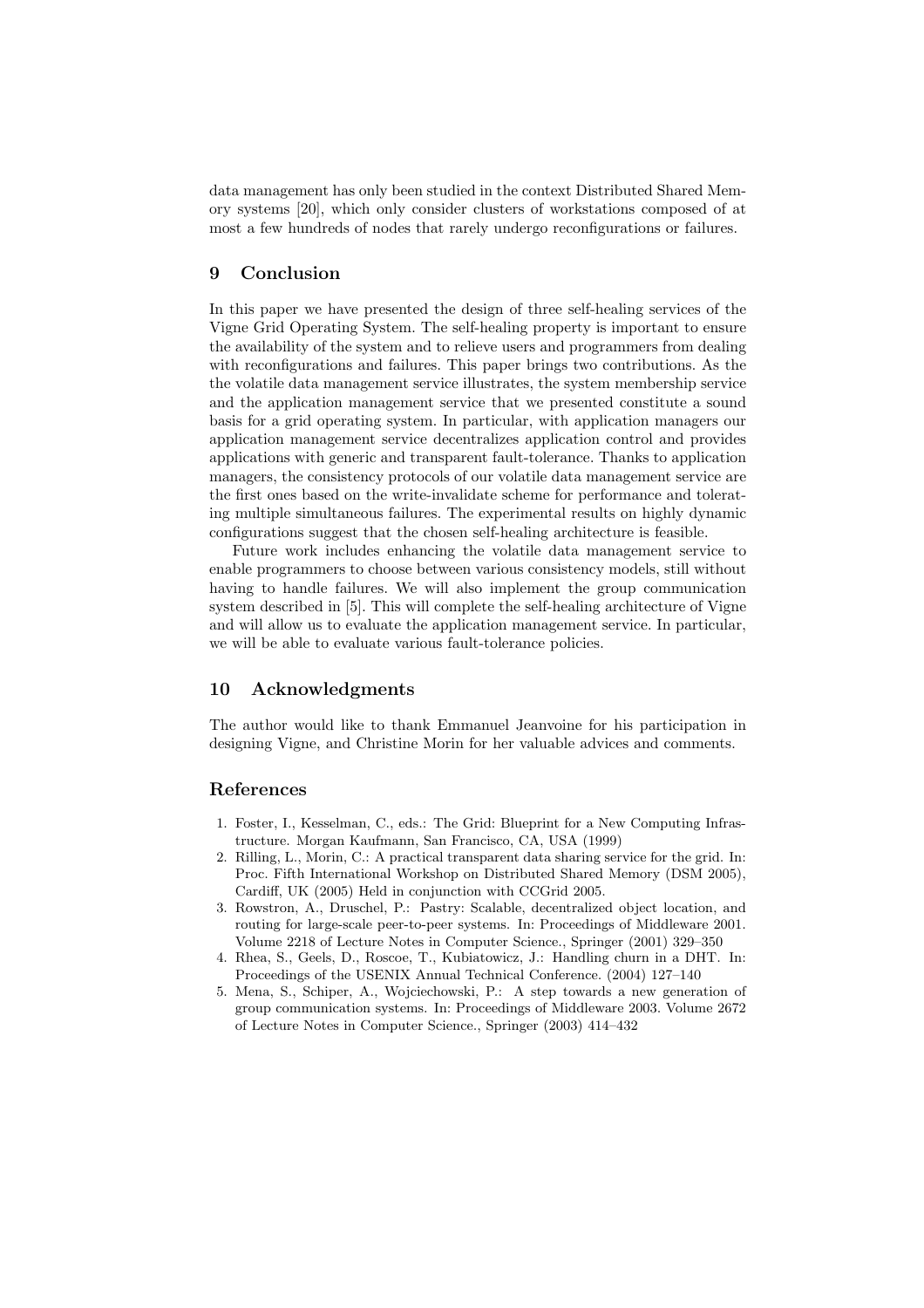data management has only been studied in the context Distributed Shared Memory systems [20], which only consider clusters of workstations composed of at most a few hundreds of nodes that rarely undergo reconfigurations or failures.

## 9 Conclusion

In this paper we have presented the design of three self-healing services of the Vigne Grid Operating System. The self-healing property is important to ensure the availability of the system and to relieve users and programmers from dealing with reconfigurations and failures. This paper brings two contributions. As the the volatile data management service illustrates, the system membership service and the application management service that we presented constitute a sound basis for a grid operating system. In particular, with application managers our application management service decentralizes application control and provides applications with generic and transparent fault-tolerance. Thanks to application managers, the consistency protocols of our volatile data management service are the first ones based on the write-invalidate scheme for performance and tolerating multiple simultaneous failures. The experimental results on highly dynamic configurations suggest that the chosen self-healing architecture is feasible.

Future work includes enhancing the volatile data management service to enable programmers to choose between various consistency models, still without having to handle failures. We will also implement the group communication system described in [5]. This will complete the self-healing architecture of Vigne and will allow us to evaluate the application management service. In particular, we will be able to evaluate various fault-tolerance policies.

## 10 Acknowledgments

The author would like to thank Emmanuel Jeanvoine for his participation in designing Vigne, and Christine Morin for her valuable advices and comments.

## References

1. Foster, I., Kesselman, C., eds.: The Grid: Blueprint for a New Computing Infrastructure. Morgan Kaufmann, San Francisco, CA, USA (1999)
2. Rilling, L., Morin, C.: A practical transparent data sharing service for the grid. In: Proc. Fifth International Workshop on Distributed Shared Memory (DSM 2005), Cardiff, UK (2005) Held in conjunction with CCGrid 2005.
3. Rowstron, A., Druschel, P.: Pastry: Scalable, decentralized object location, and routing for large-scale peer-to-peer systems. In: Proceedings of Middleware 2001. Volume 2218 of Lecture Notes in Computer Science., Springer (2001) 329–350
4. Rhea, S., Geels, D., Roscoe, T., Kubiatowicz, J.: Handling churn in a DHT. In: Proceedings of the USENIX Annual Technical Conference. (2004) 127–140
5. Mena, S., Schiper, A., Wojciechowski, P.: A step towards a new generation of group communication systems. In: Proceedings of Middleware 2003. Volume 2672 of Lecture Notes in Computer Science., Springer (2003) 414–432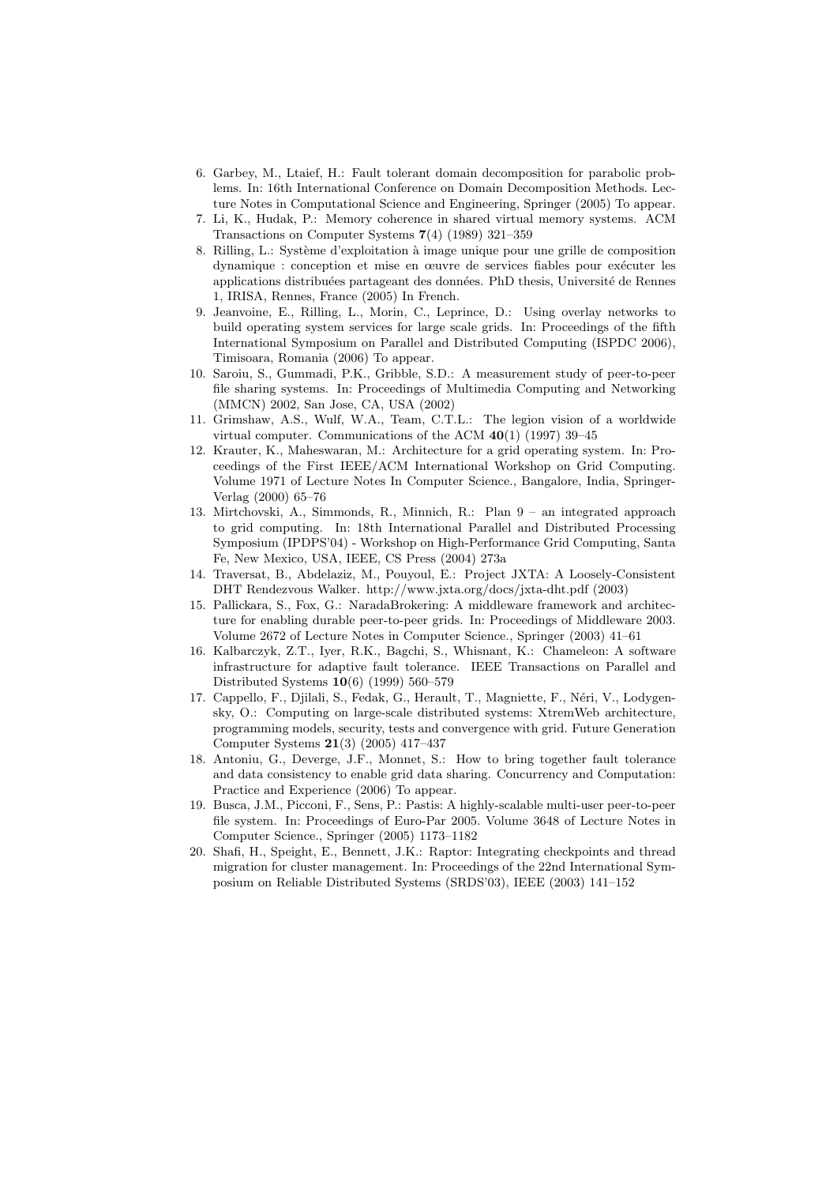6. Garbey, M., Ltaief, H.: Fault tolerant domain decomposition for parabolic problems. In: 16th International Conference on Domain Decomposition Methods. Lecture Notes in Computational Science and Engineering, Springer (2005) To appear.
7. Li, K., Hudak, P.: Memory coherence in shared virtual memory systems. ACM Transactions on Computer Systems **7**(4) (1989) 321–359
8. Rilling, L.: Système d'exploitation à image unique pour une grille de composition dynamique : conception et mise en œuvre de services fiables pour exécuter les applications distribuées partageant des données. PhD thesis, Université de Rennes 1, IRISA, Rennes, France (2005) In French.
9. Jeanvoine, E., Rilling, L., Morin, C., Leprince, D.: Using overlay networks to build operating system services for large scale grids. In: Proceedings of the fifth International Symposium on Parallel and Distributed Computing (ISPDC 2006), Timisoara, Romania (2006) To appear.
10. Saroiu, S., Gummadi, P.K., Gribble, S.D.: A measurement study of peer-to-peer file sharing systems. In: Proceedings of Multimedia Computing and Networking (MMCN) 2002, San Jose, CA, USA (2002)
11. Grimshaw, A.S., Wulf, W.A., Team, C.T.L.: The legion vision of a worldwide virtual computer. Communications of the ACM **40**(1) (1997) 39–45
12. Krauter, K., Maheswaran, M.: Architecture for a grid operating system. In: Proceedings of the First IEEE/ACM International Workshop on Grid Computing. Volume 1971 of Lecture Notes In Computer Science., Bangalore, India, Springer-Verlag (2000) 65–76
13. Mirtchovski, A., Simmonds, R., Minnich, R.: Plan 9 – an integrated approach to grid computing. In: 18th International Parallel and Distributed Processing Symposium (IPDPS'04) - Workshop on High-Performance Grid Computing, Santa Fe, New Mexico, USA, IEEE, CS Press (2004) 273a
14. Traversat, B., Abdelaziz, M., Pouyoul, E.: Project JXTA: A Loosely-Consistent DHT Rendezvous Walker. http://www.jxta.org/docs/jxta-dht.pdf (2003)
15. Pallickara, S., Fox, G.: NaradaBrokering: A middleware framework and architecture for enabling durable peer-to-peer grids. In: Proceedings of Middleware 2003. Volume 2672 of Lecture Notes in Computer Science., Springer (2003) 41–61
16. Kalbarczyk, Z.T., Iyer, R.K., Bagchi, S., Whisnant, K.: Chameleon: A software infrastructure for adaptive fault tolerance. IEEE Transactions on Parallel and Distributed Systems **10**(6) (1999) 560–579
17. Cappello, F., Djilali, S., Fedak, G., Herault, T., Magniette, F., Néri, V., Lodygensky, O.: Computing on large-scale distributed systems: XtremWeb architecture, programming models, security, tests and convergence with grid. Future Generation Computer Systems **21**(3) (2005) 417–437
18. Antoniu, G., Deverge, J.F., Monnet, S.: How to bring together fault tolerance and data consistency to enable grid data sharing. Concurrency and Computation: Practice and Experience (2006) To appear.
19. Busca, J.M., Picconi, F., Sens, P.: Pastis: A highly-scalable multi-user peer-to-peer file system. In: Proceedings of Euro-Par 2005. Volume 3648 of Lecture Notes in Computer Science., Springer (2005) 1173–1182
20. Shafi, H., Speight, E., Bennett, J.K.: Raptor: Integrating checkpoints and thread migration for cluster management. In: Proceedings of the 22nd International Symposium on Reliable Distributed Systems (SRDS'03), IEEE (2003) 141–152